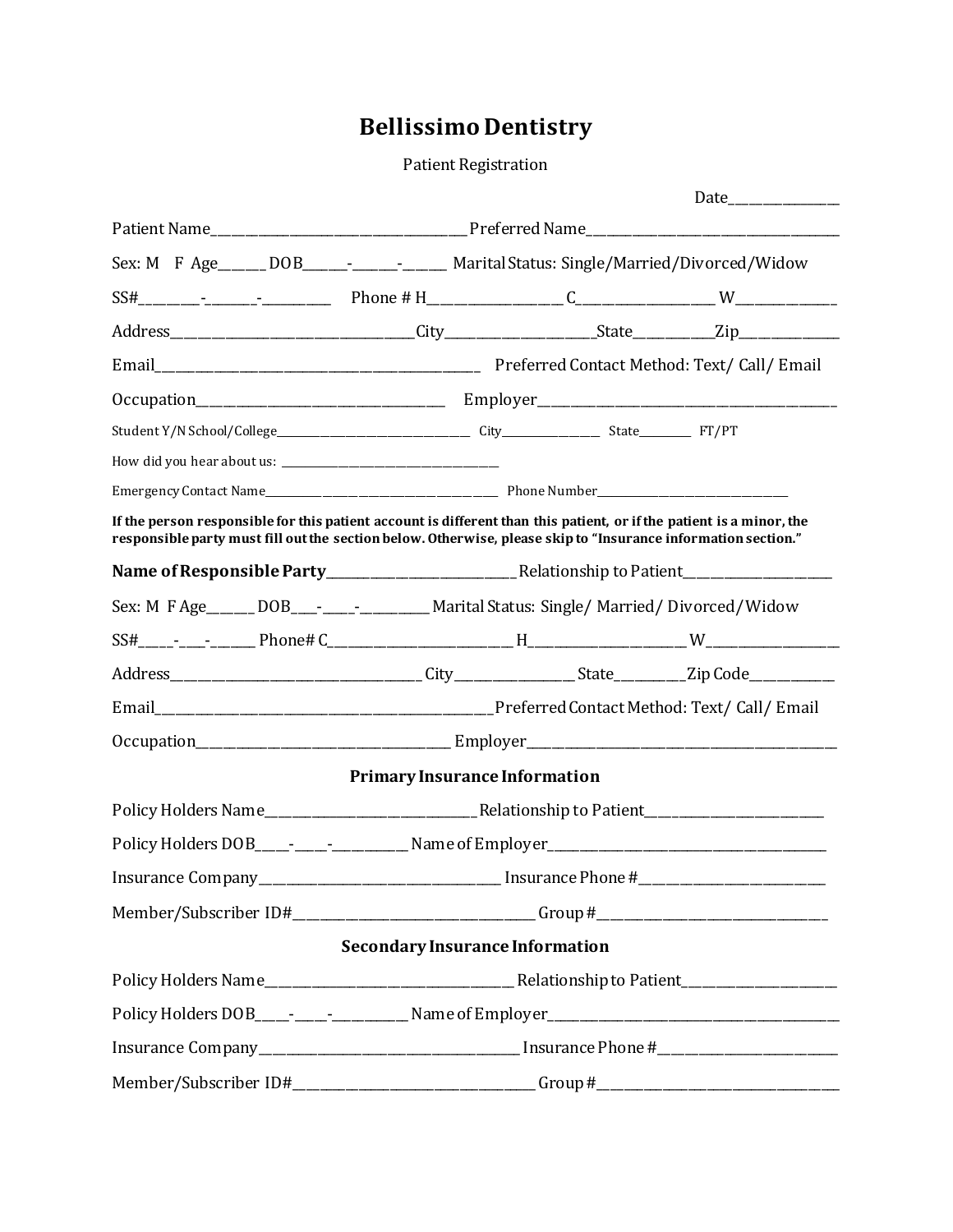# Bellissimo Dentistry

Patient Registration

Date_______________

Patient Name_____________________________________ Preferred Name_____________________________________

Sex: M F Age______ DOB______-______-______ Marital Status: Single/Married/Divorced/Widow

SS#________-_______-_________ Phone # H__________________ C___________________ W_____________

Address___________________________________City_____________________State__________Zip_____________

Email______________________________________________ Preferred Contact Method: Text/ Call/ Email

Occupation___________________________________ Employer__________________________________________

Student Y/N School/College_________________________________ City________________ State_________ FT/PT

How did you hear about us: ______________________________________

Emergency Contact Name________________________________________ Phone Number_________________________________

**If the person responsible for this patient account is different than this patient, or if the patient is a minor, the responsible party must fill out the section below. Otherwise, please skip to "Insurance information section."**

**Name of Responsible Party**____________________________ Relationship to Patient_____________________

Sex: M F Age______ DOB___-____-_________ Marital Status: Single/ Married/ Divorced/ Widow

SS#____-____-______ Phone# C_________________________ H______________________ W__________________

Address_____________________________________ City________________ State_________ Zip Code___________

Email_________________________________________________ Preferred Contact Method: Text/ Call/ Email

Occupation_____________________________________ Employer____________________________________________

## Primary Insurance Information

Policy Holders Name______________________________ Relationship to Patient_________________________

Policy Holders DOB____-_____-__________ Name of Employer_________________________________________

Insurance Company__________________________________ Insurance Phone #__________________________

Member/Subscriber ID#__________________________________ Group #_________________________________

## Secondary Insurance Information

Policy Holders Name____________________________________ Relationship to Patient_____________________

Policy Holders DOB____-_____-__________ Name of Employer__________________________________________

Insurance Company_____________________________________ Insurance Phone #_________________________

Member/Subscriber ID#__________________________________ Group #__________________________________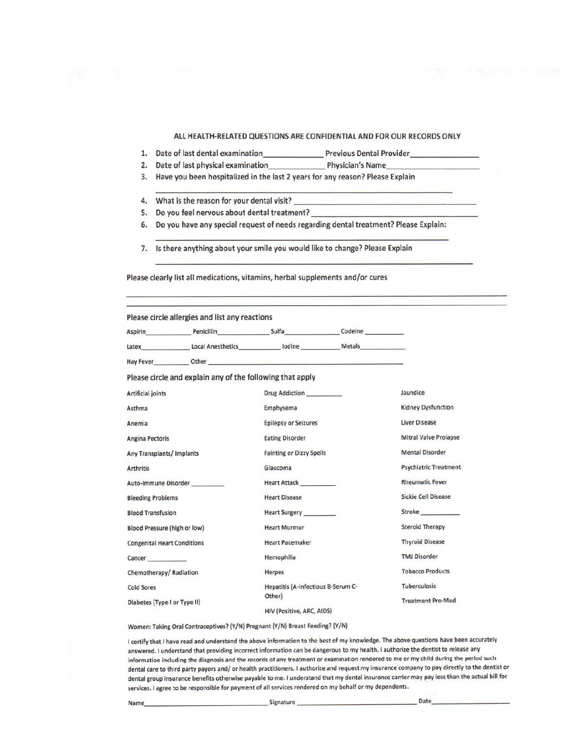**ALL HEALTH-RELATED QUESTIONS ARE CONFIDENTIAL AND FOR OUR RECORDS ONLY**

1. Date of last dental examination______________ Previous Dental Provider________________
2. Date of last physical examination_____________ Physician's Name_____________________
3. Have you been hospitalized in the last 2 years for any reason? Please Explain
   ______________________________________________________________
4. What is the reason for your dental visit? ______________________________________
5. Do you feel nervous about dental treatment? ___________________________________
6. Do you have any special request of needs regarding dental treatment? Please Explain:
   ______________________________________________________________
7. Is there anything about your smile you would like to change? Please Explain
   ______________________________________________________________

Please clearly list all medications, vitamins, herbal supplements and/or cures

______________________________________________________________________________

______________________________________________________________________________

**Please circle allergies and list any reactions**

Aspirin____________ Penicilin______________ Sulfa_______________ Codeine __________

Latex_____________ Local Anesthetics___________ Iodine __________ Metals____________

Hay Fever_________ Other _____________________________________________________

**Please circle and explain any of the following that apply**

| | | |
|---|---|---|
| Artificial joints | Drug Addiction _________ | Jaundice |
| Asthma | Emphysema | Kidney Dysfunction |
| Anemia | Epilepsy or Seizures | Liver Disease |
| Angina Pectoris | Eating Disorder | Mitral Valve Prolapse |
| Any Transplants/ Implants | Fainting or Dizzy Spells | Mental Disorder |
| Arthritis | Glaucoma | Psychiatric Treatment |
| Auto-Immune Disorder _________ | Heart Attack _________ | Rheumatic Fever |
| Bleeding Problems | Heart Disease | Sickle Cell Disease |
| Blood Transfusion | Heart Surgery ________ | Stroke __________ |
| Blood Pressure (high or low) | Heart Murmur | Steroid Therapy |
| Congenital Heart Conditions | Heart Pacemaker | Thyroid Disease |
| Cancer ___________ | Hemophilia | TMJ Disorder |
| Chemotherapy/ Radiation | Herpes | Tobacco Products |
| Cold Sores | Hepatitis (A-Infectious B-Serum C-Other) | Tuberculosis |
| Diabetes (Type I or Type II) | HIV (Positive, ARC, AIDS) | Treatment Pre-Med |

Women: Taking Oral Contraceptives? (Y/N) Pregnant (Y/N) Breast Feeding? (Y/N)

I certify that I have read and understand the above information to the best of my knowledge. The above questions have been accurately answered. I understand that providing incorrect information can be dangerous to my health. I authorize the dentist to release any information including the diagnosis and the records of any treatment or examination rendered to me or my child during the period such dental care to third party payors and/ or health practitioners. I authorize and request my insurance company to pay directly to the dentist or dental group insurance benefits otherwise payable to me. I understand that my dental insurance carrier may pay less than the actual bill for services. I agree to be responsible for payment of all services rendered on my behalf or my dependents.

Name_______________________________ Signature _____________________________ Date____________________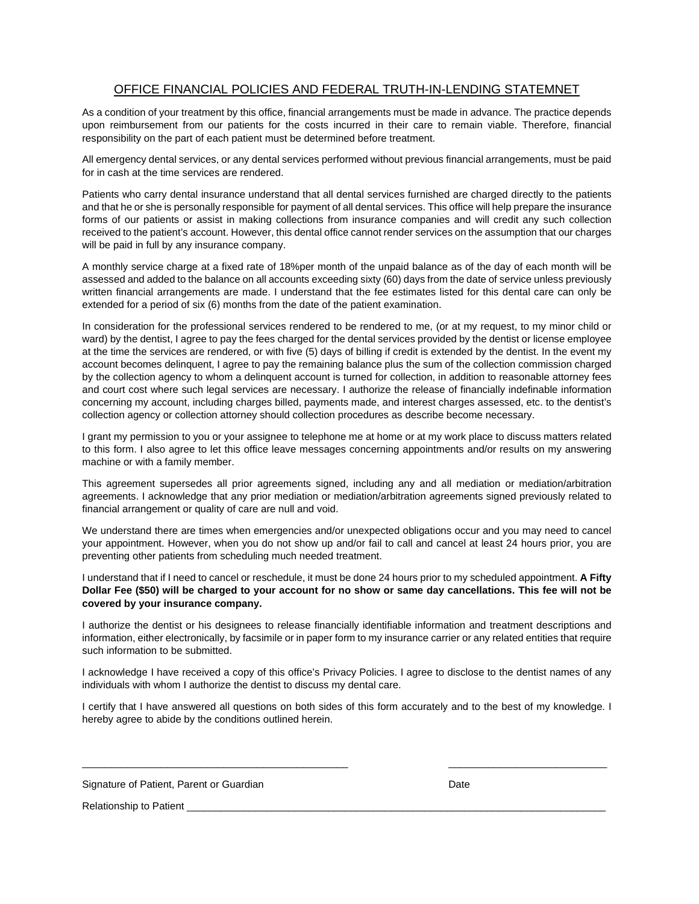## OFFICE FINANCIAL POLICIES AND FEDERAL TRUTH-IN-LENDING STATEMNET

As a condition of your treatment by this office, financial arrangements must be made in advance. The practice depends upon reimbursement from our patients for the costs incurred in their care to remain viable. Therefore, financial responsibility on the part of each patient must be determined before treatment.

All emergency dental services, or any dental services performed without previous financial arrangements, must be paid for in cash at the time services are rendered.

Patients who carry dental insurance understand that all dental services furnished are charged directly to the patients and that he or she is personally responsible for payment of all dental services. This office will help prepare the insurance forms of our patients or assist in making collections from insurance companies and will credit any such collection received to the patient's account. However, this dental office cannot render services on the assumption that our charges will be paid in full by any insurance company.

A monthly service charge at a fixed rate of 18%per month of the unpaid balance as of the day of each month will be assessed and added to the balance on all accounts exceeding sixty (60) days from the date of service unless previously written financial arrangements are made. I understand that the fee estimates listed for this dental care can only be extended for a period of six (6) months from the date of the patient examination.

In consideration for the professional services rendered to be rendered to me, (or at my request, to my minor child or ward) by the dentist, I agree to pay the fees charged for the dental services provided by the dentist or license employee at the time the services are rendered, or with five (5) days of billing if credit is extended by the dentist. In the event my account becomes delinquent, I agree to pay the remaining balance plus the sum of the collection commission charged by the collection agency to whom a delinquent account is turned for collection, in addition to reasonable attorney fees and court cost where such legal services are necessary. I authorize the release of financially indefinable information concerning my account, including charges billed, payments made, and interest charges assessed, etc. to the dentist's collection agency or collection attorney should collection procedures as describe become necessary.

I grant my permission to you or your assignee to telephone me at home or at my work place to discuss matters related to this form. I also agree to let this office leave messages concerning appointments and/or results on my answering machine or with a family member.

This agreement supersedes all prior agreements signed, including any and all mediation or mediation/arbitration agreements. I acknowledge that any prior mediation or mediation/arbitration agreements signed previously related to financial arrangement or quality of care are null and void.

We understand there are times when emergencies and/or unexpected obligations occur and you may need to cancel your appointment. However, when you do not show up and/or fail to call and cancel at least 24 hours prior, you are preventing other patients from scheduling much needed treatment.

I understand that if I need to cancel or reschedule, it must be done 24 hours prior to my scheduled appointment. **A Fifty Dollar Fee ($50) will be charged to your account for no show or same day cancellations. This fee will not be covered by your insurance company.**

I authorize the dentist or his designees to release financially identifiable information and treatment descriptions and information, either electronically, by facsimile or in paper form to my insurance carrier or any related entities that require such information to be submitted.

I acknowledge I have received a copy of this office's Privacy Policies. I agree to disclose to the dentist names of any individuals with whom I authorize the dentist to discuss my dental care.

I certify that I have answered all questions on both sides of this form accurately and to the best of my knowledge. I hereby agree to abide by the conditions outlined herein.

_______________________________________________ ____________________________

Signature of Patient, Parent or Guardian Date

Relationship to Patient ____________________________________________________________________________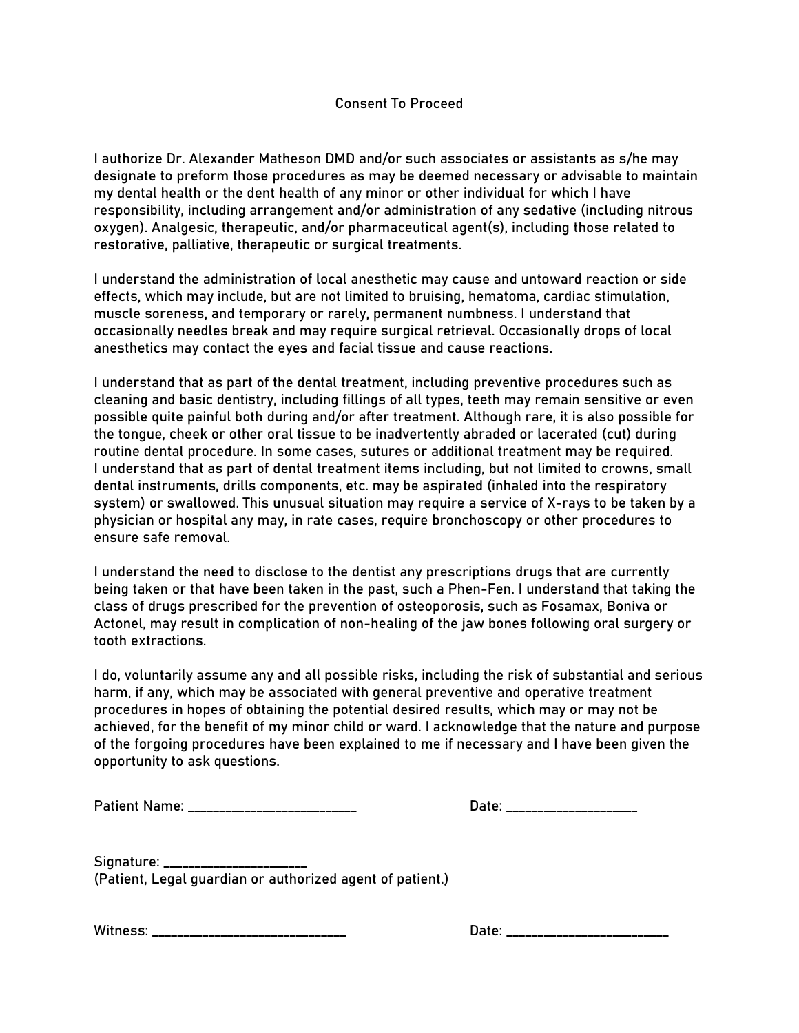# Consent To Proceed

I authorize Dr. Alexander Matheson DMD and/or such associates or assistants as s/he may designate to preform those procedures as may be deemed necessary or advisable to maintain my dental health or the dent health of any minor or other individual for which I have responsibility, including arrangement and/or administration of any sedative (including nitrous oxygen). Analgesic, therapeutic, and/or pharmaceutical agent(s), including those related to restorative, palliative, therapeutic or surgical treatments.

I understand the administration of local anesthetic may cause and untoward reaction or side effects, which may include, but are not limited to bruising, hematoma, cardiac stimulation, muscle soreness, and temporary or rarely, permanent numbness. I understand that occasionally needles break and may require surgical retrieval. Occasionally drops of local anesthetics may contact the eyes and facial tissue and cause reactions.

I understand that as part of the dental treatment, including preventive procedures such as cleaning and basic dentistry, including fillings of all types, teeth may remain sensitive or even possible quite painful both during and/or after treatment. Although rare, it is also possible for the tongue, cheek or other oral tissue to be inadvertently abraded or lacerated (cut) during routine dental procedure. In some cases, sutures or additional treatment may be required. I understand that as part of dental treatment items including, but not limited to crowns, small dental instruments, drills components, etc. may be aspirated (inhaled into the respiratory system) or swallowed. This unusual situation may require a service of X-rays to be taken by a physician or hospital any may, in rate cases, require bronchoscopy or other procedures to ensure safe removal.

I understand the need to disclose to the dentist any prescriptions drugs that are currently being taken or that have been taken in the past, such a Phen-Fen. I understand that taking the class of drugs prescribed for the prevention of osteoporosis, such as Fosamax, Boniva or Actonel, may result in complication of non-healing of the jaw bones following oral surgery or tooth extractions.

I do, voluntarily assume any and all possible risks, including the risk of substantial and serious harm, if any, which may be associated with general preventive and operative treatment procedures in hopes of obtaining the potential desired results, which may or may not be achieved, for the benefit of my minor child or ward. I acknowledge that the nature and purpose of the forgoing procedures have been explained to me if necessary and I have been given the opportunity to ask questions.

Patient Name: _________________________ Date: ___________________

Signature: _____________________
(Patient, Legal guardian or authorized agent of patient.)

Witness: _____________________________ Date: ________________________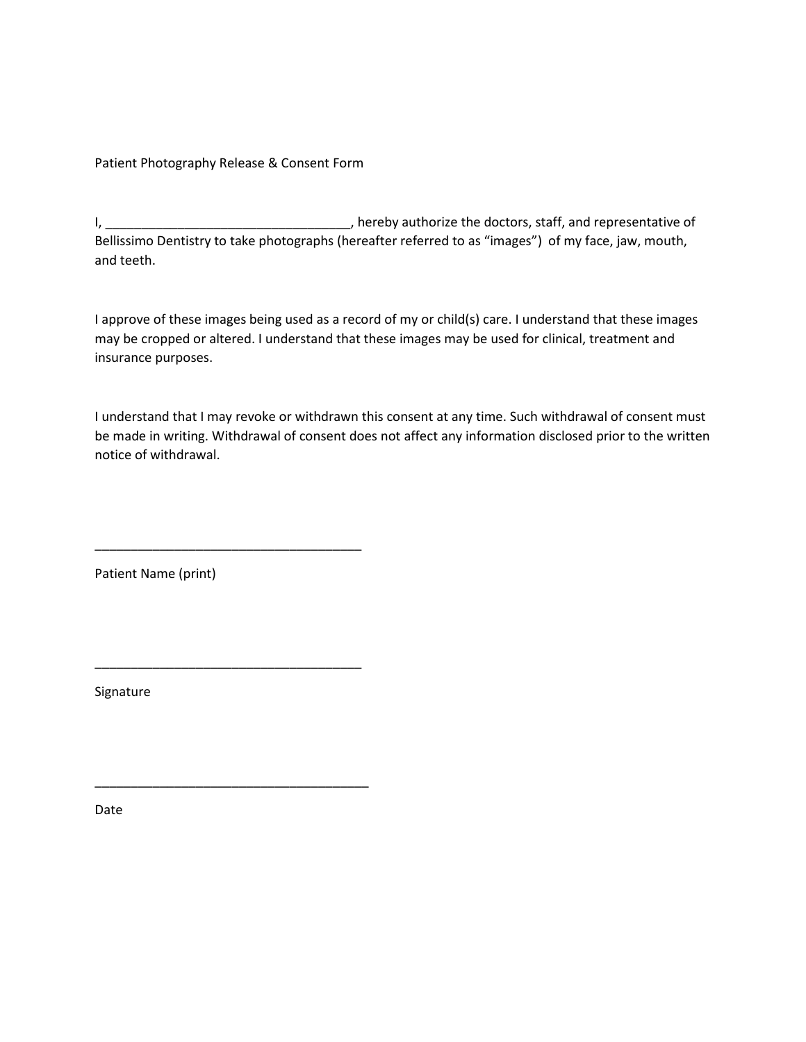Patient Photography Release & Consent Form

I, __________________________________, hereby authorize the doctors, staff, and representative of Bellissimo Dentistry to take photographs (hereafter referred to as "images") of my face, jaw, mouth, and teeth.

I approve of these images being used as a record of my or child(s) care. I understand that these images may be cropped or altered. I understand that these images may be used for clinical, treatment and insurance purposes.

I understand that I may revoke or withdrawn this consent at any time. Such withdrawal of consent must be made in writing. Withdrawal of consent does not affect any information disclosed prior to the written notice of withdrawal.

______________________________________

Patient Name (print)

______________________________________

Signature

_______________________________________

Date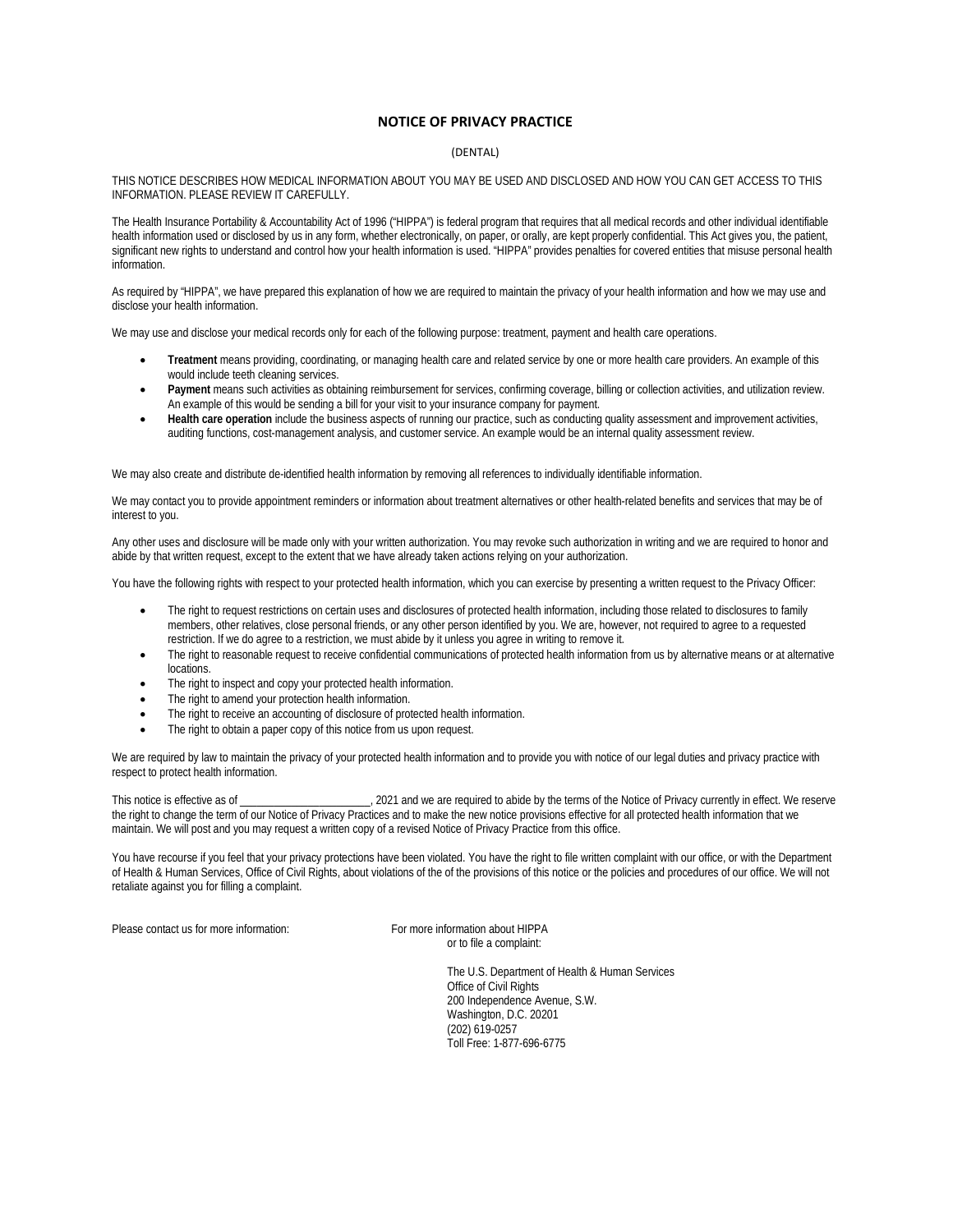## NOTICE OF PRIVACY PRACTICE

(DENTAL)

THIS NOTICE DESCRIBES HOW MEDICAL INFORMATION ABOUT YOU MAY BE USED AND DISCLOSED AND HOW YOU CAN GET ACCESS TO THIS INFORMATION. PLEASE REVIEW IT CAREFULLY.

The Health Insurance Portability & Accountability Act of 1996 ("HIPPA") is federal program that requires that all medical records and other individual identifiable health information used or disclosed by us in any form, whether electronically, on paper, or orally, are kept properly confidential. This Act gives you, the patient, significant new rights to understand and control how your health information is used. "HIPPA" provides penalties for covered entities that misuse personal health information.

As required by "HIPPA", we have prepared this explanation of how we are required to maintain the privacy of your health information and how we may use and disclose your health information.

We may use and disclose your medical records only for each of the following purpose: treatment, payment and health care operations.

- **Treatment** means providing, coordinating, or managing health care and related service by one or more health care providers. An example of this would include teeth cleaning services.
- **Payment** means such activities as obtaining reimbursement for services, confirming coverage, billing or collection activities, and utilization review. An example of this would be sending a bill for your visit to your insurance company for payment.
- **Health care operation** include the business aspects of running our practice, such as conducting quality assessment and improvement activities, auditing functions, cost-management analysis, and customer service. An example would be an internal quality assessment review.

We may also create and distribute de-identified health information by removing all references to individually identifiable information.

We may contact you to provide appointment reminders or information about treatment alternatives or other health-related benefits and services that may be of interest to you.

Any other uses and disclosure will be made only with your written authorization. You may revoke such authorization in writing and we are required to honor and abide by that written request, except to the extent that we have already taken actions relying on your authorization.

You have the following rights with respect to your protected health information, which you can exercise by presenting a written request to the Privacy Officer:

- The right to request restrictions on certain uses and disclosures of protected health information, including those related to disclosures to family members, other relatives, close personal friends, or any other person identified by you. We are, however, not required to agree to a requested restriction. If we do agree to a restriction, we must abide by it unless you agree in writing to remove it.
- The right to reasonable request to receive confidential communications of protected health information from us by alternative means or at alternative locations.
- The right to inspect and copy your protected health information.
- The right to amend your protection health information.
- The right to receive an accounting of disclosure of protected health information.
- The right to obtain a paper copy of this notice from us upon request.

We are required by law to maintain the privacy of your protected health information and to provide you with notice of our legal duties and privacy practice with respect to protect health information.

This notice is effective as of ______________________, 2021 and we are required to abide by the terms of the Notice of Privacy currently in effect. We reserve the right to change the term of our Notice of Privacy Practices and to make the new notice provisions effective for all protected health information that we maintain. We will post and you may request a written copy of a revised Notice of Privacy Practice from this office.

You have recourse if you feel that your privacy protections have been violated. You have the right to file written complaint with our office, or with the Department of Health & Human Services, Office of Civil Rights, about violations of the of the provisions of this notice or the policies and procedures of our office. We will not retaliate against you for filling a complaint.

Please contact us for more information:

For more information about HIPPA or to file a complaint:

The U.S. Department of Health & Human Services
Office of Civil Rights
200 Independence Avenue, S.W.
Washington, D.C. 20201
(202) 619-0257
Toll Free: 1-877-696-6775